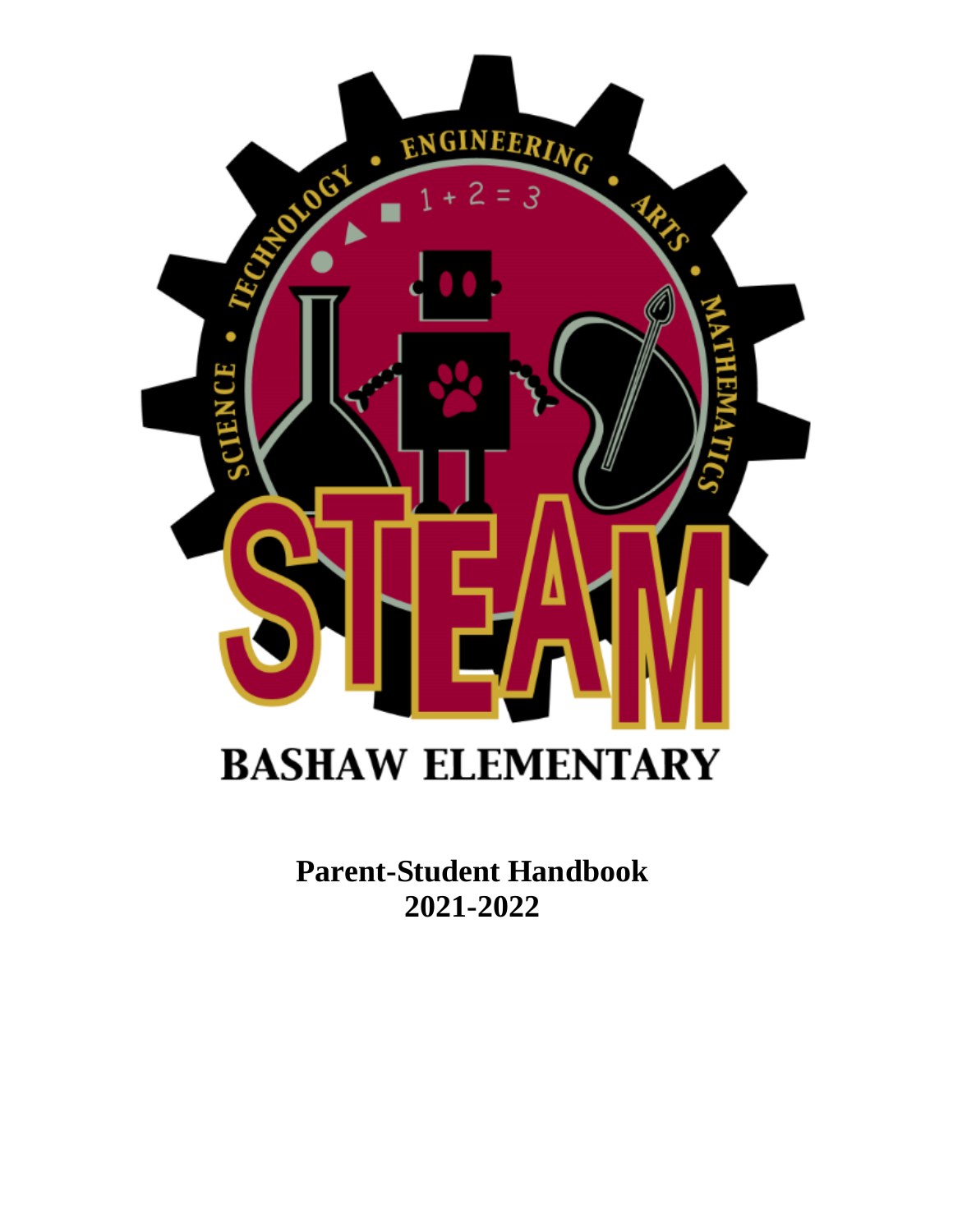# BASHAW ELEMENTARY

**Parent-Student Handbook**
**2021-2022**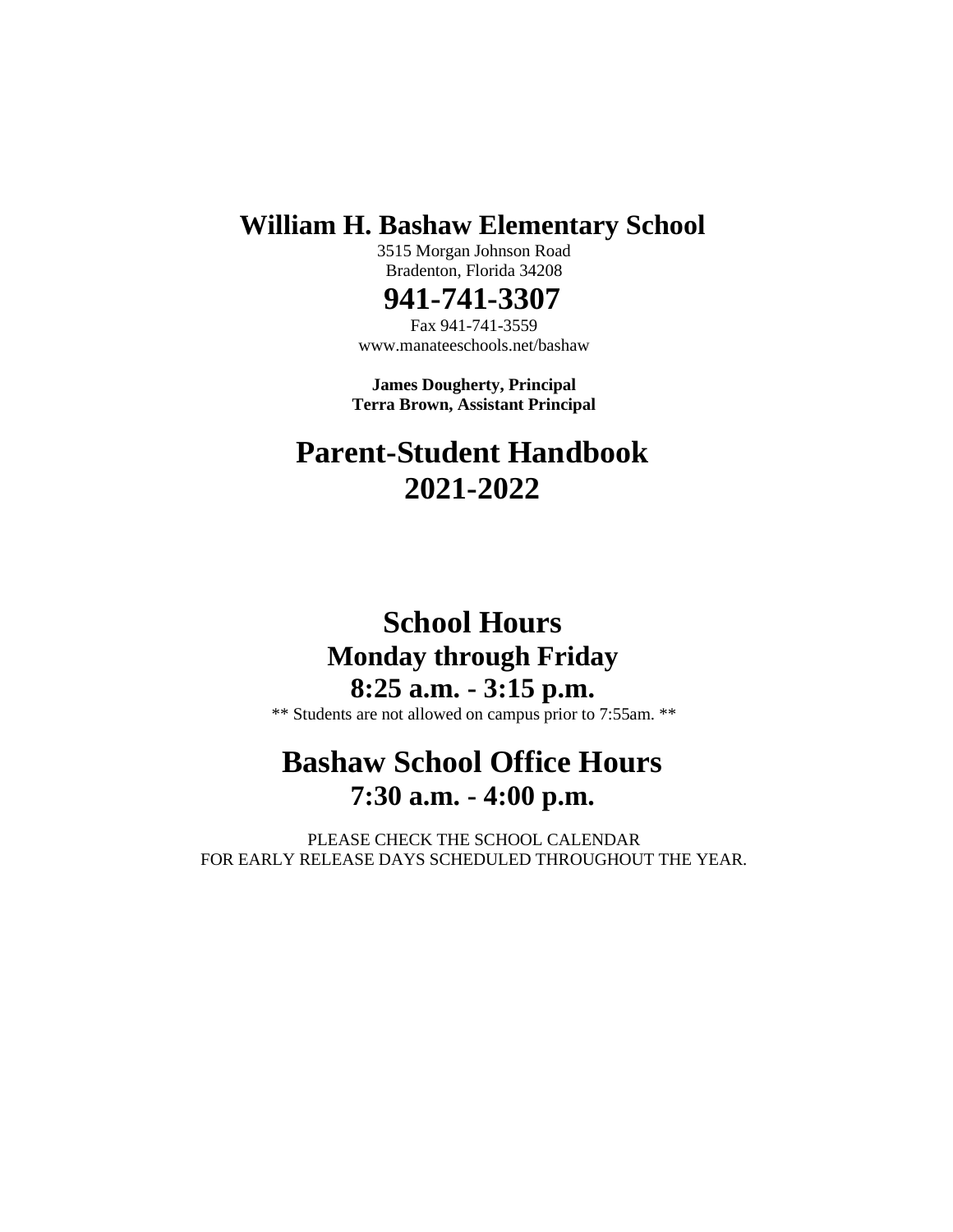# William H. Bashaw Elementary School

3515 Morgan Johnson Road
Bradenton, Florida 34208

## 941-741-3307

Fax 941-741-3559
www.manateeschools.net/bashaw

**James Dougherty, Principal**
**Terra Brown, Assistant Principal**

# Parent-Student Handbook 2021-2022

# School Hours

## Monday through Friday

## 8:25 a.m. - 3:15 p.m.

** Students are not allowed on campus prior to 7:55am. **

# Bashaw School Office Hours

## 7:30 a.m. - 4:00 p.m.

PLEASE CHECK THE SCHOOL CALENDAR
FOR EARLY RELEASE DAYS SCHEDULED THROUGHOUT THE YEAR.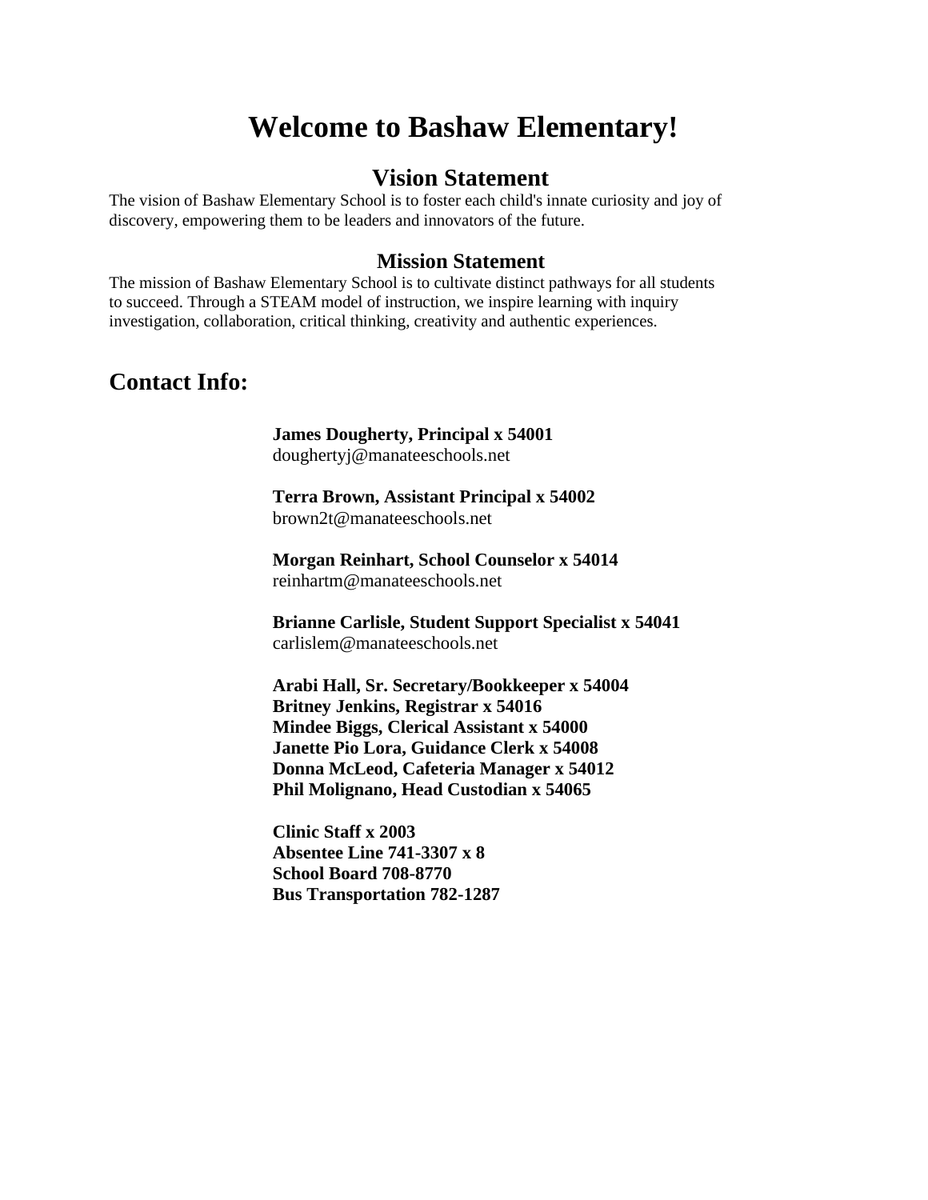# Welcome to Bashaw Elementary!

## Vision Statement

The vision of Bashaw Elementary School is to foster each child's innate curiosity and joy of discovery, empowering them to be leaders and innovators of the future.

### Mission Statement

The mission of Bashaw Elementary School is to cultivate distinct pathways for all students to succeed. Through a STEAM model of instruction, we inspire learning with inquiry investigation, collaboration, critical thinking, creativity and authentic experiences.

## Contact Info:

**James Dougherty, Principal x 54001**
doughertyj@manateeschools.net

**Terra Brown, Assistant Principal x 54002**
brown2t@manateeschools.net

**Morgan Reinhart, School Counselor x 54014**
reinhartm@manateeschools.net

**Brianne Carlisle, Student Support Specialist x 54041**
carlislem@manateeschools.net

**Arabi Hall, Sr. Secretary/Bookkeeper x 54004**
**Britney Jenkins, Registrar x 54016**
**Mindee Biggs, Clerical Assistant x 54000**
**Janette Pio Lora, Guidance Clerk x 54008**
**Donna McLeod, Cafeteria Manager x 54012**
**Phil Molignano, Head Custodian x 54065**

**Clinic Staff x 2003**
**Absentee Line 741-3307 x 8**
**School Board 708-8770**
**Bus Transportation 782-1287**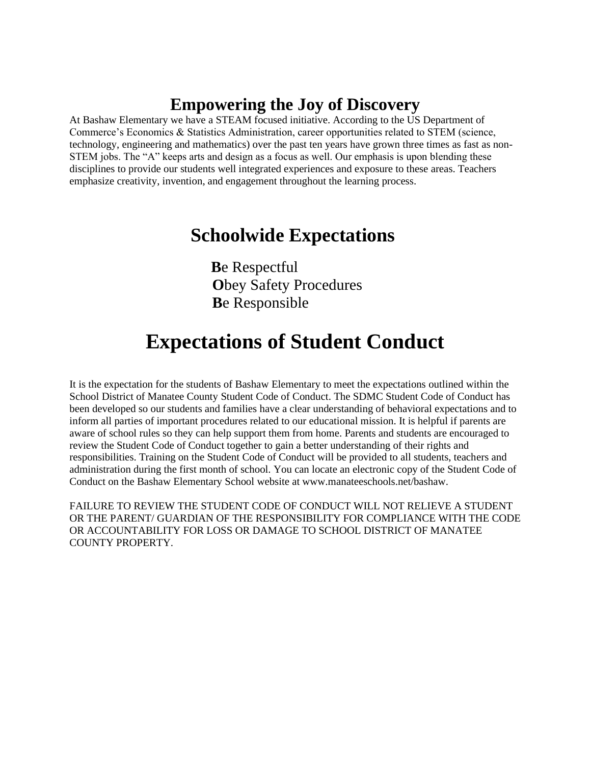## Empowering the Joy of Discovery

At Bashaw Elementary we have a STEAM focused initiative. According to the US Department of Commerce's Economics & Statistics Administration, career opportunities related to STEM (science, technology, engineering and mathematics) over the past ten years have grown three times as fast as non-STEM jobs. The "A" keeps arts and design as a focus as well. Our emphasis is upon blending these disciplines to provide our students well integrated experiences and exposure to these areas. Teachers emphasize creativity, invention, and engagement throughout the learning process.

## Schoolwide Expectations

**B**e Respectful
**O**bey Safety Procedures
**B**e Responsible

# Expectations of Student Conduct

It is the expectation for the students of Bashaw Elementary to meet the expectations outlined within the School District of Manatee County Student Code of Conduct. The SDMC Student Code of Conduct has been developed so our students and families have a clear understanding of behavioral expectations and to inform all parties of important procedures related to our educational mission. It is helpful if parents are aware of school rules so they can help support them from home. Parents and students are encouraged to review the Student Code of Conduct together to gain a better understanding of their rights and responsibilities. Training on the Student Code of Conduct will be provided to all students, teachers and administration during the first month of school. You can locate an electronic copy of the Student Code of Conduct on the Bashaw Elementary School website at www.manateeschools.net/bashaw.

FAILURE TO REVIEW THE STUDENT CODE OF CONDUCT WILL NOT RELIEVE A STUDENT OR THE PARENT/ GUARDIAN OF THE RESPONSIBILITY FOR COMPLIANCE WITH THE CODE OR ACCOUNTABILITY FOR LOSS OR DAMAGE TO SCHOOL DISTRICT OF MANATEE COUNTY PROPERTY.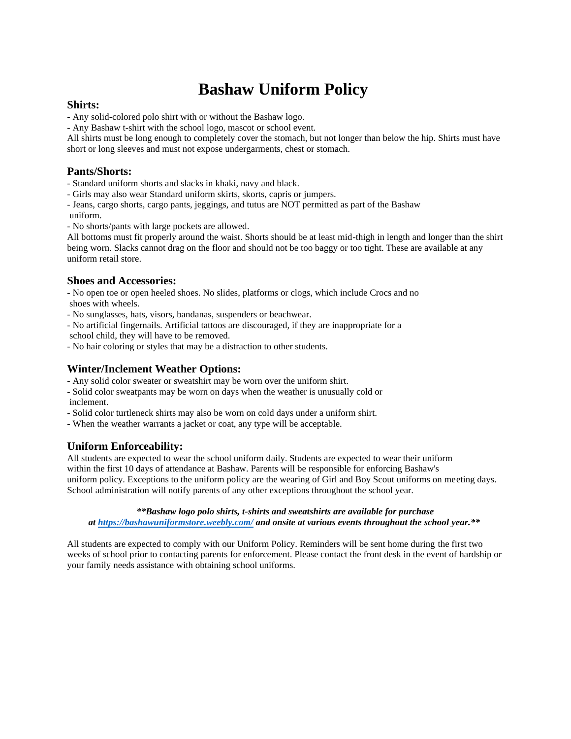# Bashaw Uniform Policy

### Shirts:

- Any solid-colored polo shirt with or without the Bashaw logo.
- Any Bashaw t-shirt with the school logo, mascot or school event.

All shirts must be long enough to completely cover the stomach, but not longer than below the hip. Shirts must have short or long sleeves and must not expose undergarments, chest or stomach.

### Pants/Shorts:

- Standard uniform shorts and slacks in khaki, navy and black.
- Girls may also wear Standard uniform skirts, skorts, capris or jumpers.
- Jeans, cargo shorts, cargo pants, jeggings, and tutus are NOT permitted as part of the Bashaw uniform.
- No shorts/pants with large pockets are allowed.

All bottoms must fit properly around the waist. Shorts should be at least mid-thigh in length and longer than the shirt being worn. Slacks cannot drag on the floor and should not be too baggy or too tight. These are available at any uniform retail store.

### Shoes and Accessories:

- No open toe or open heeled shoes. No slides, platforms or clogs, which include Crocs and no shoes with wheels.
- No sunglasses, hats, visors, bandanas, suspenders or beachwear.
- No artificial fingernails. Artificial tattoos are discouraged, if they are inappropriate for a school child, they will have to be removed.
- No hair coloring or styles that may be a distraction to other students.

### Winter/Inclement Weather Options:

- Any solid color sweater or sweatshirt may be worn over the uniform shirt.
- Solid color sweatpants may be worn on days when the weather is unusually cold or inclement.
- Solid color turtleneck shirts may also be worn on cold days under a uniform shirt.
- When the weather warrants a jacket or coat, any type will be acceptable.

### Uniform Enforceability:

All students are expected to wear the school uniform daily. Students are expected to wear their uniform within the first 10 days of attendance at Bashaw. Parents will be responsible for enforcing Bashaw's uniform policy. Exceptions to the uniform policy are the wearing of Girl and Boy Scout uniforms on meeting days. School administration will notify parents of any other exceptions throughout the school year.

***\*\*Bashaw logo polo shirts, t-shirts and sweatshirts are available for purchase at [https://bashawuniformstore.weebly.com/](https://bashawuniformstore.weebly.com/) and onsite at various events throughout the school year.\*\****

All students are expected to comply with our Uniform Policy. Reminders will be sent home during the first two weeks of school prior to contacting parents for enforcement. Please contact the front desk in the event of hardship or your family needs assistance with obtaining school uniforms.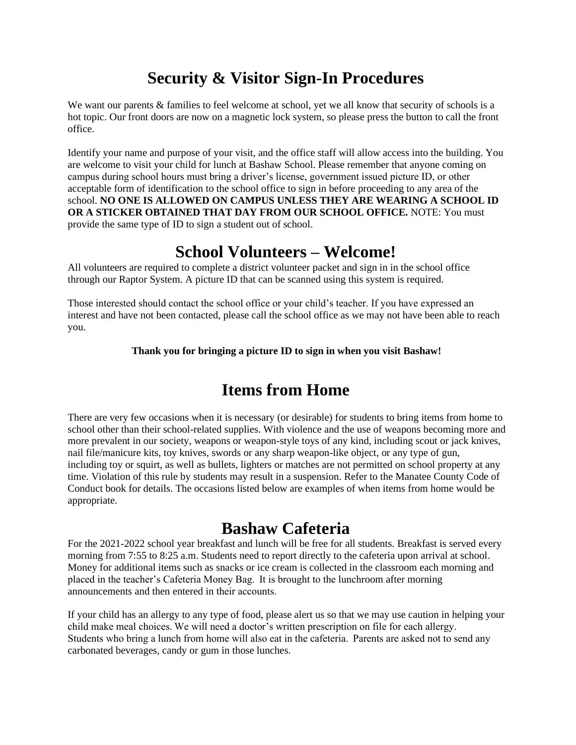# Security & Visitor Sign-In Procedures

We want our parents & families to feel welcome at school, yet we all know that security of schools is a hot topic. Our front doors are now on a magnetic lock system, so please press the button to call the front office.

Identify your name and purpose of your visit, and the office staff will allow access into the building. You are welcome to visit your child for lunch at Bashaw School. Please remember that anyone coming on campus during school hours must bring a driver's license, government issued picture ID, or other acceptable form of identification to the school office to sign in before proceeding to any area of the school. **NO ONE IS ALLOWED ON CAMPUS UNLESS THEY ARE WEARING A SCHOOL ID OR A STICKER OBTAINED THAT DAY FROM OUR SCHOOL OFFICE.** NOTE: You must provide the same type of ID to sign a student out of school.

# School Volunteers – Welcome!

All volunteers are required to complete a district volunteer packet and sign in in the school office through our Raptor System. A picture ID that can be scanned using this system is required.

Those interested should contact the school office or your child's teacher. If you have expressed an interest and have not been contacted, please call the school office as we may not have been able to reach you.

**Thank you for bringing a picture ID to sign in when you visit Bashaw!**

# Items from Home

There are very few occasions when it is necessary (or desirable) for students to bring items from home to school other than their school-related supplies. With violence and the use of weapons becoming more and more prevalent in our society, weapons or weapon-style toys of any kind, including scout or jack knives, nail file/manicure kits, toy knives, swords or any sharp weapon-like object, or any type of gun, including toy or squirt, as well as bullets, lighters or matches are not permitted on school property at any time. Violation of this rule by students may result in a suspension. Refer to the Manatee County Code of Conduct book for details. The occasions listed below are examples of when items from home would be appropriate.

# Bashaw Cafeteria

For the 2021-2022 school year breakfast and lunch will be free for all students. Breakfast is served every morning from 7:55 to 8:25 a.m. Students need to report directly to the cafeteria upon arrival at school. Money for additional items such as snacks or ice cream is collected in the classroom each morning and placed in the teacher's Cafeteria Money Bag. It is brought to the lunchroom after morning announcements and then entered in their accounts.

If your child has an allergy to any type of food, please alert us so that we may use caution in helping your child make meal choices. We will need a doctor's written prescription on file for each allergy. Students who bring a lunch from home will also eat in the cafeteria. Parents are asked not to send any carbonated beverages, candy or gum in those lunches.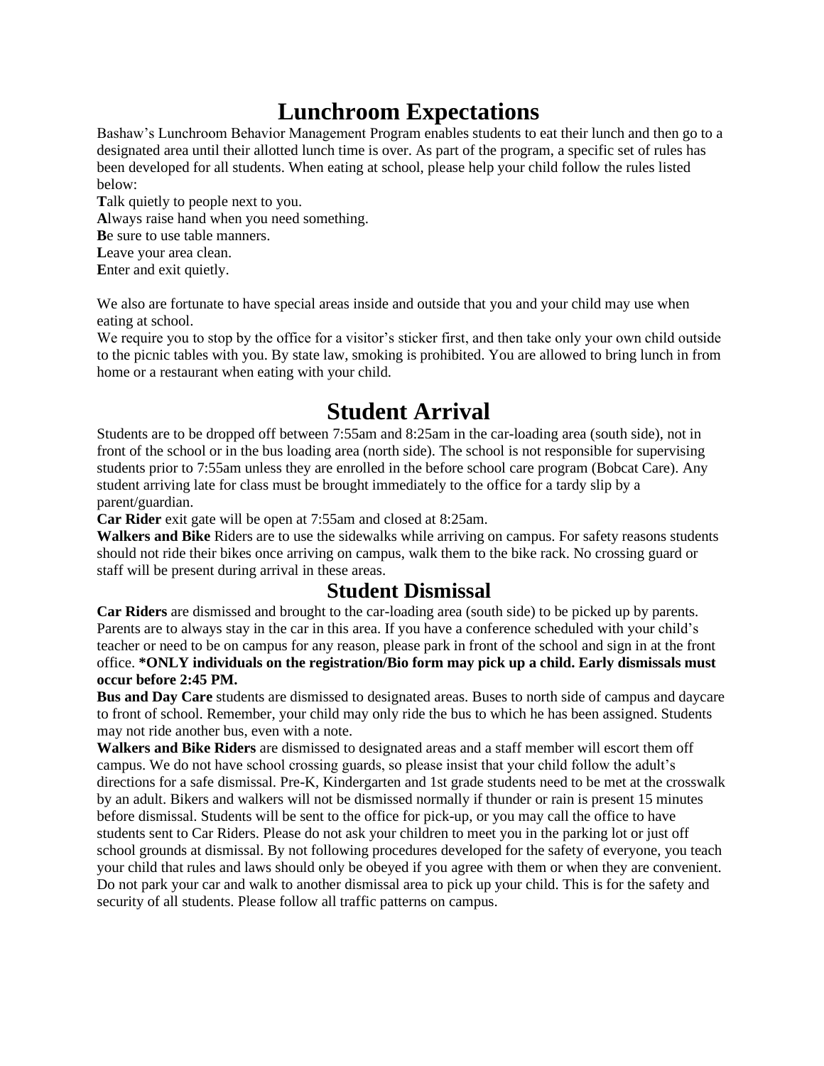# Lunchroom Expectations

Bashaw's Lunchroom Behavior Management Program enables students to eat their lunch and then go to a designated area until their allotted lunch time is over. As part of the program, a specific set of rules has been developed for all students. When eating at school, please help your child follow the rules listed below:

**T**alk quietly to people next to you.
**A**lways raise hand when you need something.
**B**e sure to use table manners.
**L**eave your area clean.
**E**nter and exit quietly.

We also are fortunate to have special areas inside and outside that you and your child may use when eating at school.

We require you to stop by the office for a visitor's sticker first, and then take only your own child outside to the picnic tables with you. By state law, smoking is prohibited. You are allowed to bring lunch in from home or a restaurant when eating with your child.

# Student Arrival

Students are to be dropped off between 7:55am and 8:25am in the car-loading area (south side), not in front of the school or in the bus loading area (north side). The school is not responsible for supervising students prior to 7:55am unless they are enrolled in the before school care program (Bobcat Care). Any student arriving late for class must be brought immediately to the office for a tardy slip by a parent/guardian.

**Car Rider** exit gate will be open at 7:55am and closed at 8:25am.

**Walkers and Bike** Riders are to use the sidewalks while arriving on campus. For safety reasons students should not ride their bikes once arriving on campus, walk them to the bike rack. No crossing guard or staff will be present during arrival in these areas.

## Student Dismissal

**Car Riders** are dismissed and brought to the car-loading area (south side) to be picked up by parents. Parents are to always stay in the car in this area. If you have a conference scheduled with your child's teacher or need to be on campus for any reason, please park in front of the school and sign in at the front office. ***ONLY individuals on the registration/Bio form may pick up a child. Early dismissals must occur before 2:45 PM.**

**Bus and Day Care** students are dismissed to designated areas. Buses to north side of campus and daycare to front of school. Remember, your child may only ride the bus to which he has been assigned. Students may not ride another bus, even with a note.

**Walkers and Bike Riders** are dismissed to designated areas and a staff member will escort them off campus. We do not have school crossing guards, so please insist that your child follow the adult's directions for a safe dismissal. Pre-K, Kindergarten and 1st grade students need to be met at the crosswalk by an adult. Bikers and walkers will not be dismissed normally if thunder or rain is present 15 minutes before dismissal. Students will be sent to the office for pick-up, or you may call the office to have students sent to Car Riders. Please do not ask your children to meet you in the parking lot or just off school grounds at dismissal. By not following procedures developed for the safety of everyone, you teach your child that rules and laws should only be obeyed if you agree with them or when they are convenient. Do not park your car and walk to another dismissal area to pick up your child. This is for the safety and security of all students. Please follow all traffic patterns on campus.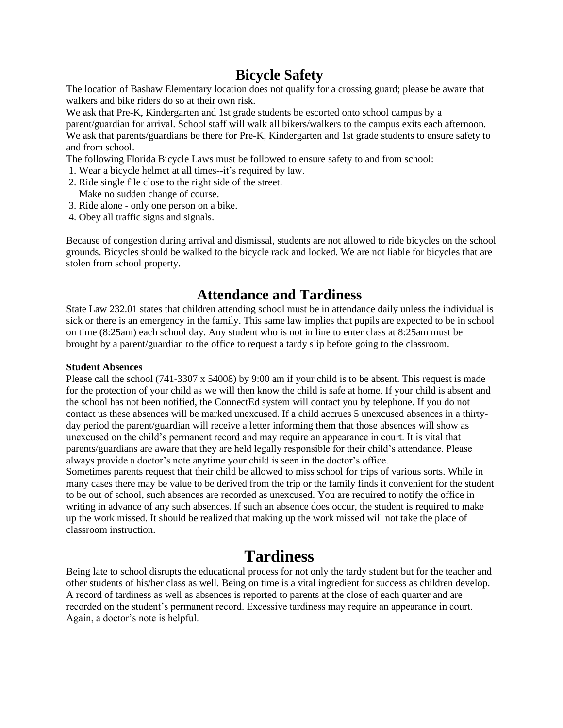# Bicycle Safety

The location of Bashaw Elementary location does not qualify for a crossing guard; please be aware that walkers and bike riders do so at their own risk.

We ask that Pre-K, Kindergarten and 1st grade students be escorted onto school campus by a parent/guardian for arrival. School staff will walk all bikers/walkers to the campus exits each afternoon. We ask that parents/guardians be there for Pre-K, Kindergarten and 1st grade students to ensure safety to and from school.

The following Florida Bicycle Laws must be followed to ensure safety to and from school:

1. Wear a bicycle helmet at all times--it's required by law.
2. Ride single file close to the right side of the street.
   Make no sudden change of course.
3. Ride alone - only one person on a bike.
4. Obey all traffic signs and signals.

Because of congestion during arrival and dismissal, students are not allowed to ride bicycles on the school grounds. Bicycles should be walked to the bicycle rack and locked. We are not liable for bicycles that are stolen from school property.

# Attendance and Tardiness

State Law 232.01 states that children attending school must be in attendance daily unless the individual is sick or there is an emergency in the family. This same law implies that pupils are expected to be in school on time (8:25am) each school day. Any student who is not in line to enter class at 8:25am must be brought by a parent/guardian to the office to request a tardy slip before going to the classroom.

**Student Absences**

Please call the school (741-3307 x 54008) by 9:00 am if your child is to be absent. This request is made for the protection of your child as we will then know the child is safe at home. If your child is absent and the school has not been notified, the ConnectEd system will contact you by telephone. If you do not contact us these absences will be marked unexcused. If a child accrues 5 unexcused absences in a thirty-day period the parent/guardian will receive a letter informing them that those absences will show as unexcused on the child's permanent record and may require an appearance in court. It is vital that parents/guardians are aware that they are held legally responsible for their child's attendance. Please always provide a doctor's note anytime your child is seen in the doctor's office.

Sometimes parents request that their child be allowed to miss school for trips of various sorts. While in many cases there may be value to be derived from the trip or the family finds it convenient for the student to be out of school, such absences are recorded as unexcused. You are required to notify the office in writing in advance of any such absences. If such an absence does occur, the student is required to make up the work missed. It should be realized that making up the work missed will not take the place of classroom instruction.

# Tardiness

Being late to school disrupts the educational process for not only the tardy student but for the teacher and other students of his/her class as well. Being on time is a vital ingredient for success as children develop. A record of tardiness as well as absences is reported to parents at the close of each quarter and are recorded on the student's permanent record. Excessive tardiness may require an appearance in court. Again, a doctor's note is helpful.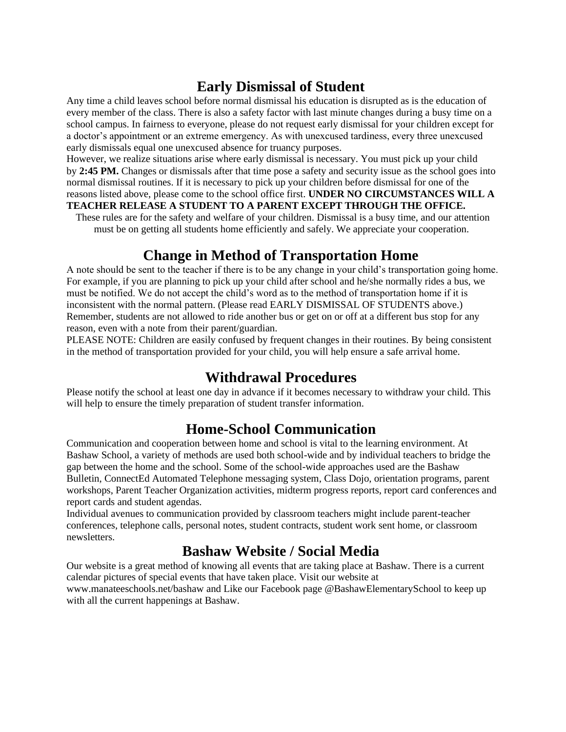## Early Dismissal of Student

Any time a child leaves school before normal dismissal his education is disrupted as is the education of every member of the class. There is also a safety factor with last minute changes during a busy time on a school campus. In fairness to everyone, please do not request early dismissal for your children except for a doctor's appointment or an extreme emergency. As with unexcused tardiness, every three unexcused early dismissals equal one unexcused absence for truancy purposes.

However, we realize situations arise where early dismissal is necessary. You must pick up your child by **2:45 PM.** Changes or dismissals after that time pose a safety and security issue as the school goes into normal dismissal routines. If it is necessary to pick up your children before dismissal for one of the reasons listed above, please come to the school office first. **UNDER NO CIRCUMSTANCES WILL A TEACHER RELEASE A STUDENT TO A PARENT EXCEPT THROUGH THE OFFICE.**

These rules are for the safety and welfare of your children. Dismissal is a busy time, and our attention must be on getting all students home efficiently and safely. We appreciate your cooperation.

## Change in Method of Transportation Home

A note should be sent to the teacher if there is to be any change in your child's transportation going home. For example, if you are planning to pick up your child after school and he/she normally rides a bus, we must be notified. We do not accept the child's word as to the method of transportation home if it is inconsistent with the normal pattern. (Please read EARLY DISMISSAL OF STUDENTS above.) Remember, students are not allowed to ride another bus or get on or off at a different bus stop for any reason, even with a note from their parent/guardian.

PLEASE NOTE: Children are easily confused by frequent changes in their routines. By being consistent in the method of transportation provided for your child, you will help ensure a safe arrival home.

## Withdrawal Procedures

Please notify the school at least one day in advance if it becomes necessary to withdraw your child. This will help to ensure the timely preparation of student transfer information.

## Home-School Communication

Communication and cooperation between home and school is vital to the learning environment. At Bashaw School, a variety of methods are used both school-wide and by individual teachers to bridge the gap between the home and the school. Some of the school-wide approaches used are the Bashaw Bulletin, ConnectEd Automated Telephone messaging system, Class Dojo, orientation programs, parent workshops, Parent Teacher Organization activities, midterm progress reports, report card conferences and report cards and student agendas.

Individual avenues to communication provided by classroom teachers might include parent-teacher conferences, telephone calls, personal notes, student contracts, student work sent home, or classroom newsletters.

## Bashaw Website / Social Media

Our website is a great method of knowing all events that are taking place at Bashaw. There is a current calendar pictures of special events that have taken place. Visit our website at www.manateeschools.net/bashaw and Like our Facebook page @BashawElementarySchool to keep up with all the current happenings at Bashaw.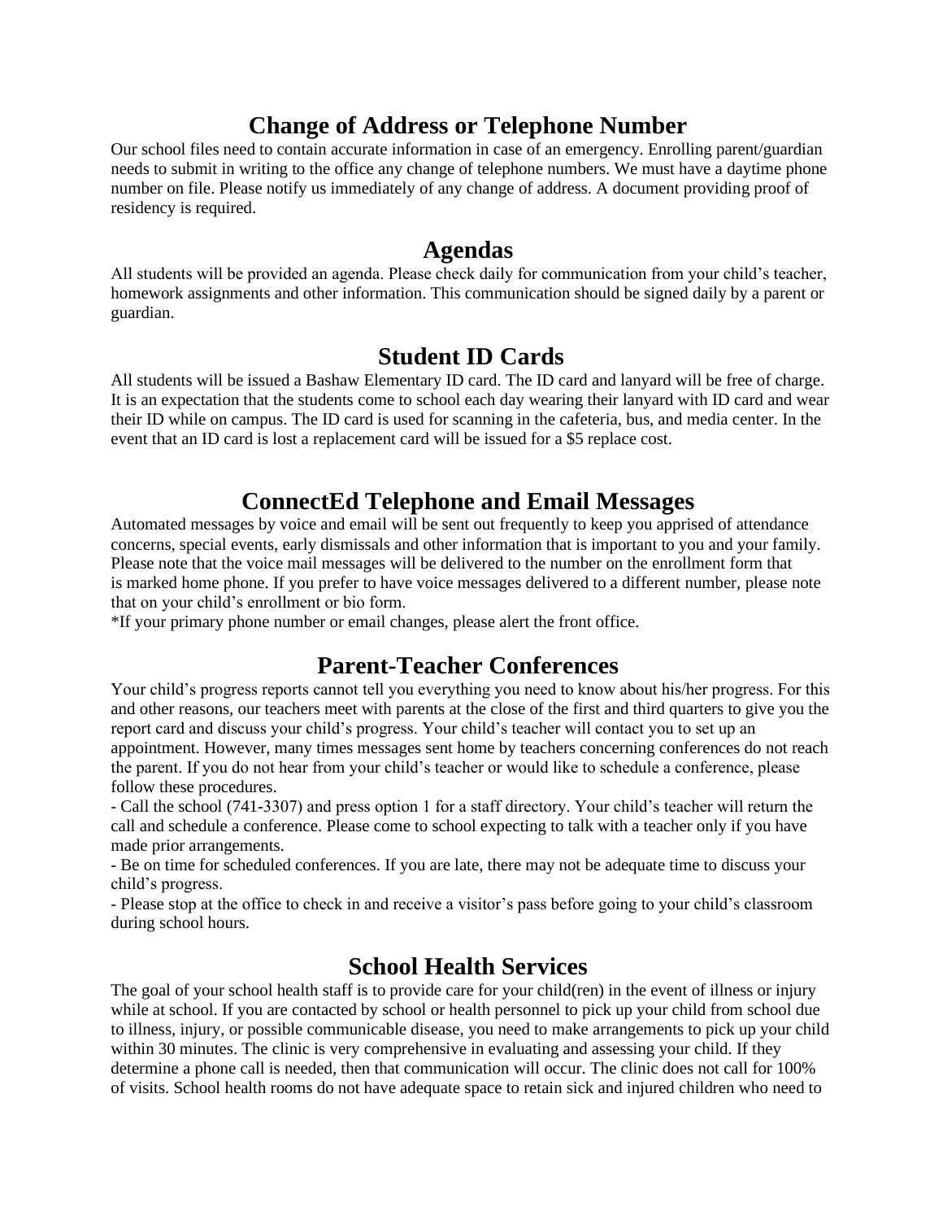## Change of Address or Telephone Number

Our school files need to contain accurate information in case of an emergency. Enrolling parent/guardian needs to submit in writing to the office any change of telephone numbers. We must have a daytime phone number on file. Please notify us immediately of any change of address. A document providing proof of residency is required.

## Agendas

All students will be provided an agenda. Please check daily for communication from your child's teacher, homework assignments and other information. This communication should be signed daily by a parent or guardian.

## Student ID Cards

All students will be issued a Bashaw Elementary ID card. The ID card and lanyard will be free of charge. It is an expectation that the students come to school each day wearing their lanyard with ID card and wear their ID while on campus. The ID card is used for scanning in the cafeteria, bus, and media center. In the event that an ID card is lost a replacement card will be issued for a $5 replace cost.

## ConnectEd Telephone and Email Messages

Automated messages by voice and email will be sent out frequently to keep you apprised of attendance concerns, special events, early dismissals and other information that is important to you and your family. Please note that the voice mail messages will be delivered to the number on the enrollment form that is marked home phone. If you prefer to have voice messages delivered to a different number, please note that on your child's enrollment or bio form.

*If your primary phone number or email changes, please alert the front office.

## Parent-Teacher Conferences

Your child's progress reports cannot tell you everything you need to know about his/her progress. For this and other reasons, our teachers meet with parents at the close of the first and third quarters to give you the report card and discuss your child's progress. Your child's teacher will contact you to set up an appointment. However, many times messages sent home by teachers concerning conferences do not reach the parent. If you do not hear from your child's teacher or would like to schedule a conference, please follow these procedures.

- Call the school (741-3307) and press option 1 for a staff directory. Your child's teacher will return the call and schedule a conference. Please come to school expecting to talk with a teacher only if you have made prior arrangements.
- Be on time for scheduled conferences. If you are late, there may not be adequate time to discuss your child's progress.
- Please stop at the office to check in and receive a visitor's pass before going to your child's classroom during school hours.

## School Health Services

The goal of your school health staff is to provide care for your child(ren) in the event of illness or injury while at school. If you are contacted by school or health personnel to pick up your child from school due to illness, injury, or possible communicable disease, you need to make arrangements to pick up your child within 30 minutes. The clinic is very comprehensive in evaluating and assessing your child. If they determine a phone call is needed, then that communication will occur. The clinic does not call for 100% of visits. School health rooms do not have adequate space to retain sick and injured children who need to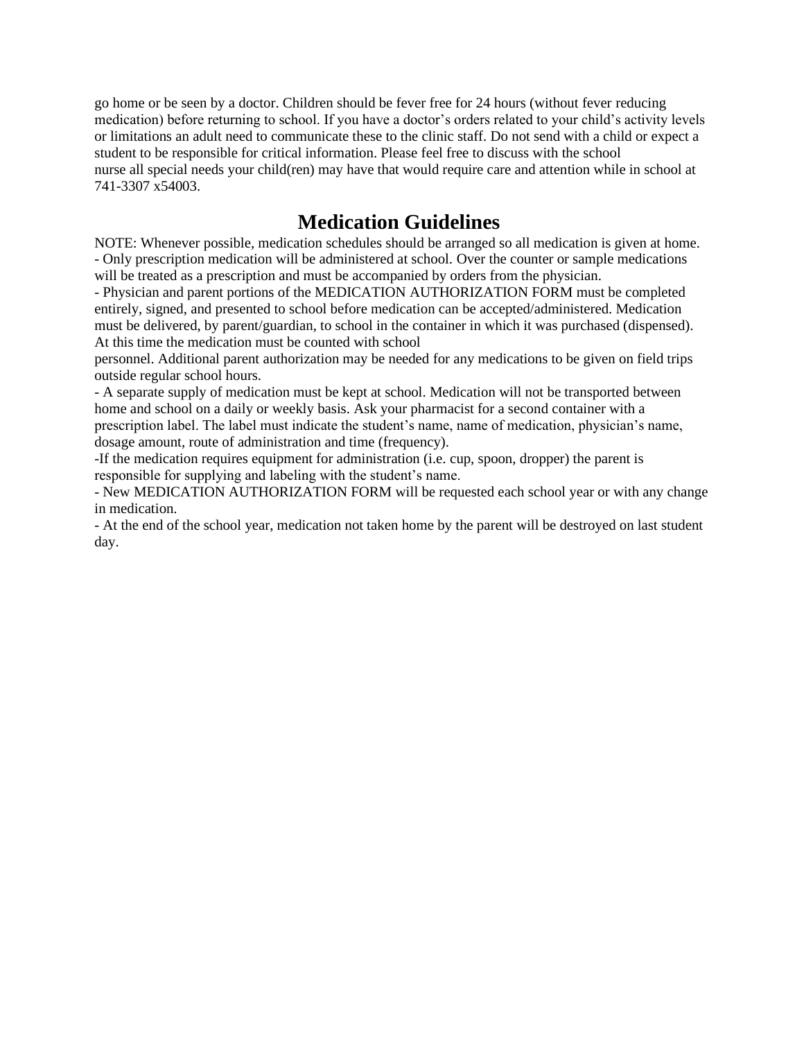go home or be seen by a doctor. Children should be fever free for 24 hours (without fever reducing medication) before returning to school. If you have a doctor's orders related to your child's activity levels or limitations an adult need to communicate these to the clinic staff. Do not send with a child or expect a student to be responsible for critical information. Please feel free to discuss with the school nurse all special needs your child(ren) may have that would require care and attention while in school at 741-3307 x54003.

## Medication Guidelines

NOTE: Whenever possible, medication schedules should be arranged so all medication is given at home.

- Only prescription medication will be administered at school. Over the counter or sample medications will be treated as a prescription and must be accompanied by orders from the physician.
- Physician and parent portions of the MEDICATION AUTHORIZATION FORM must be completed entirely, signed, and presented to school before medication can be accepted/administered. Medication must be delivered, by parent/guardian, to school in the container in which it was purchased (dispensed). At this time the medication must be counted with school personnel. Additional parent authorization may be needed for any medications to be given on field trips outside regular school hours.
- A separate supply of medication must be kept at school. Medication will not be transported between home and school on a daily or weekly basis. Ask your pharmacist for a second container with a prescription label. The label must indicate the student's name, name of medication, physician's name, dosage amount, route of administration and time (frequency).
- If the medication requires equipment for administration (i.e. cup, spoon, dropper) the parent is responsible for supplying and labeling with the student's name.
- New MEDICATION AUTHORIZATION FORM will be requested each school year or with any change in medication.
- At the end of the school year, medication not taken home by the parent will be destroyed on last student day.